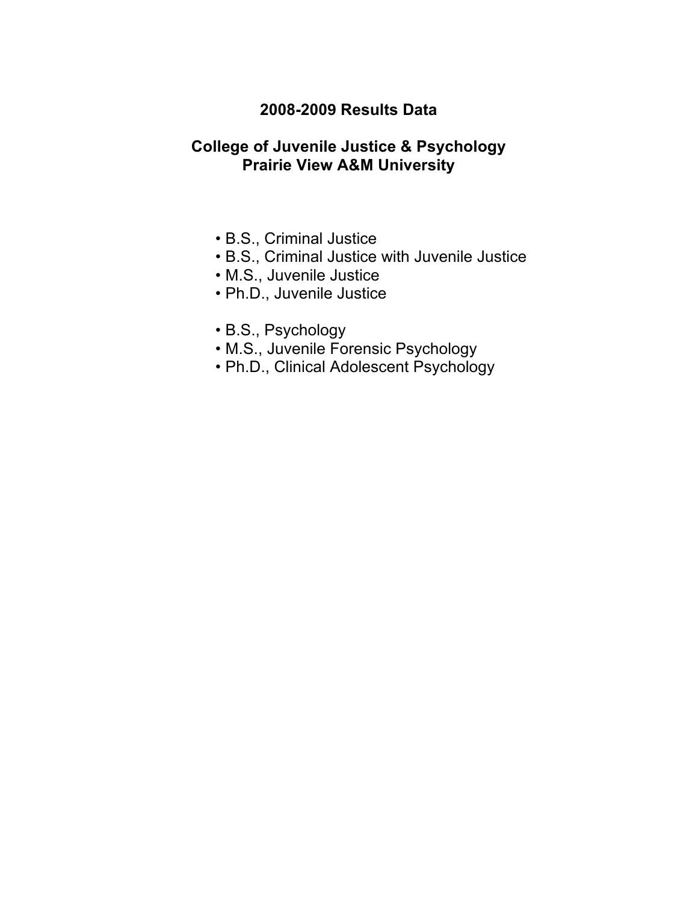# 2008-2009 Results Data

## College of Juvenile Justice & Psychology
## Prairie View A&M University

- B.S., Criminal Justice
- B.S., Criminal Justice with Juvenile Justice
- M.S., Juvenile Justice
- Ph.D., Juvenile Justice

- B.S., Psychology
- M.S., Juvenile Forensic Psychology
- Ph.D., Clinical Adolescent Psychology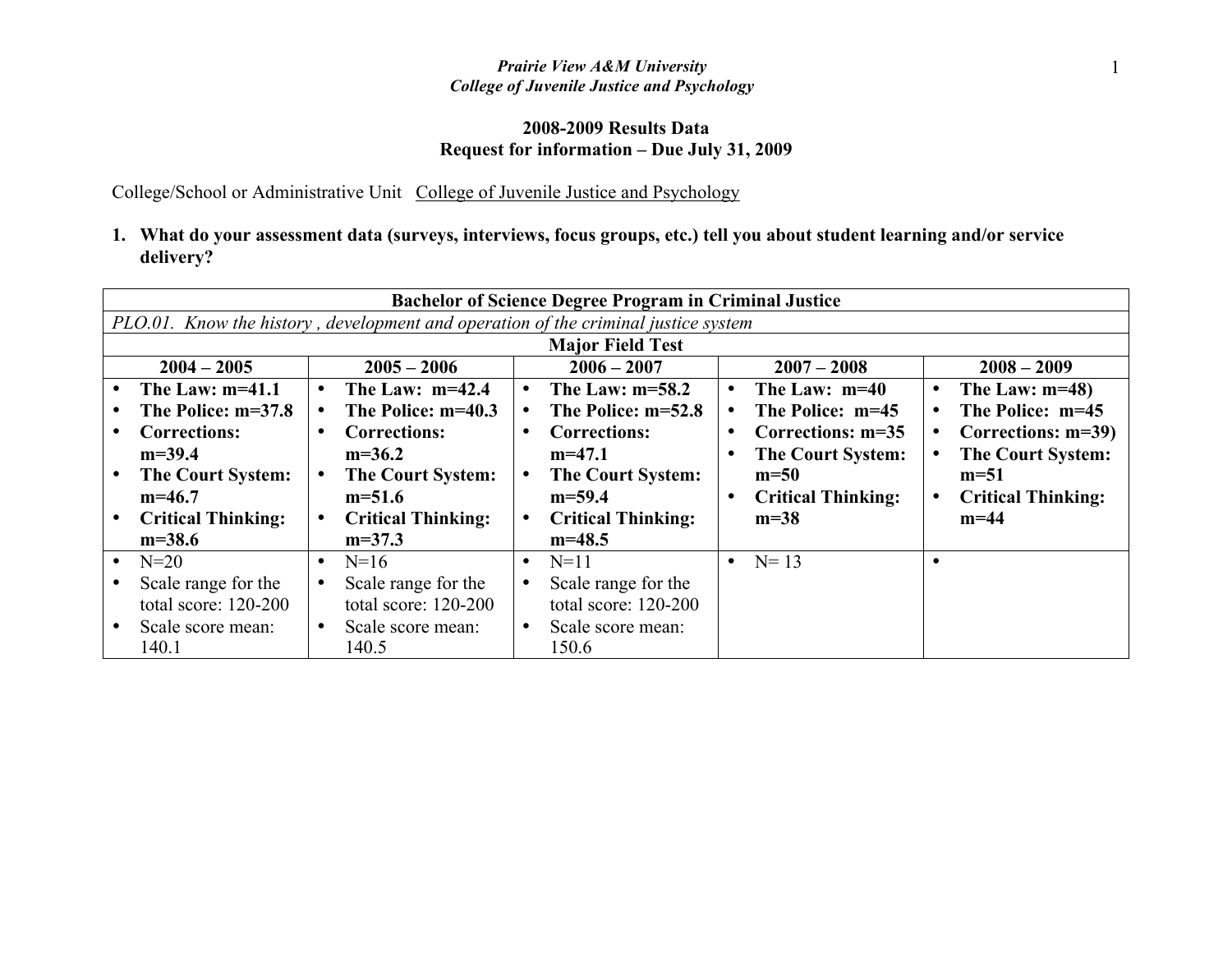*Prairie View A&M University*
*College of Juvenile Justice and Psychology*

**2008-2009 Results Data**
**Request for information – Due July 31, 2009**

College/School or Administrative Unit College of Juvenile Justice and Psychology

**1. What do your assessment data (surveys, interviews, focus groups, etc.) tell you about student learning and/or service delivery?**

| **Bachelor of Science Degree Program in Criminal Justice** | | | | |
|---|---|---|---|---|
| *PLO.01. Know the history , development and operation of the criminal justice system* | | | | |
| **Major Field Test** | | | | |
| **2004 – 2005** | **2005 – 2006** | **2006 – 2007** | **2007 – 2008** | **2008 – 2009** |
| • **The Law: m=41.1**<br>• **The Police: m=37.8**<br>• **Corrections: m=39.4**<br>• **The Court System: m=46.7**<br>• **Critical Thinking: m=38.6** | • **The Law: m=42.4**<br>• **The Police: m=40.3**<br>• **Corrections: m=36.2**<br>• **The Court System: m=51.6**<br>• **Critical Thinking: m=37.3** | • **The Law: m=58.2**<br>• **The Police: m=52.8**<br>• **Corrections: m=47.1**<br>• **The Court System: m=59.4**<br>• **Critical Thinking: m=48.5** | • **The Law: m=40**<br>• **The Police: m=45**<br>• **Corrections: m=35**<br>• **The Court System: m=50**<br>• **Critical Thinking: m=38** | • **The Law: m=48)**<br>• **The Police: m=45**<br>• **Corrections: m=39)**<br>• **The Court System: m=51**<br>• **Critical Thinking: m=44** |
| • N=20<br>• Scale range for the total score: 120-200<br>• Scale score mean: 140.1 | • N=16<br>• Scale range for the total score: 120-200<br>• Scale score mean: 140.5 | • N=11<br>• Scale range for the total score: 120-200<br>• Scale score mean: 150.6 | • N= 13 | • |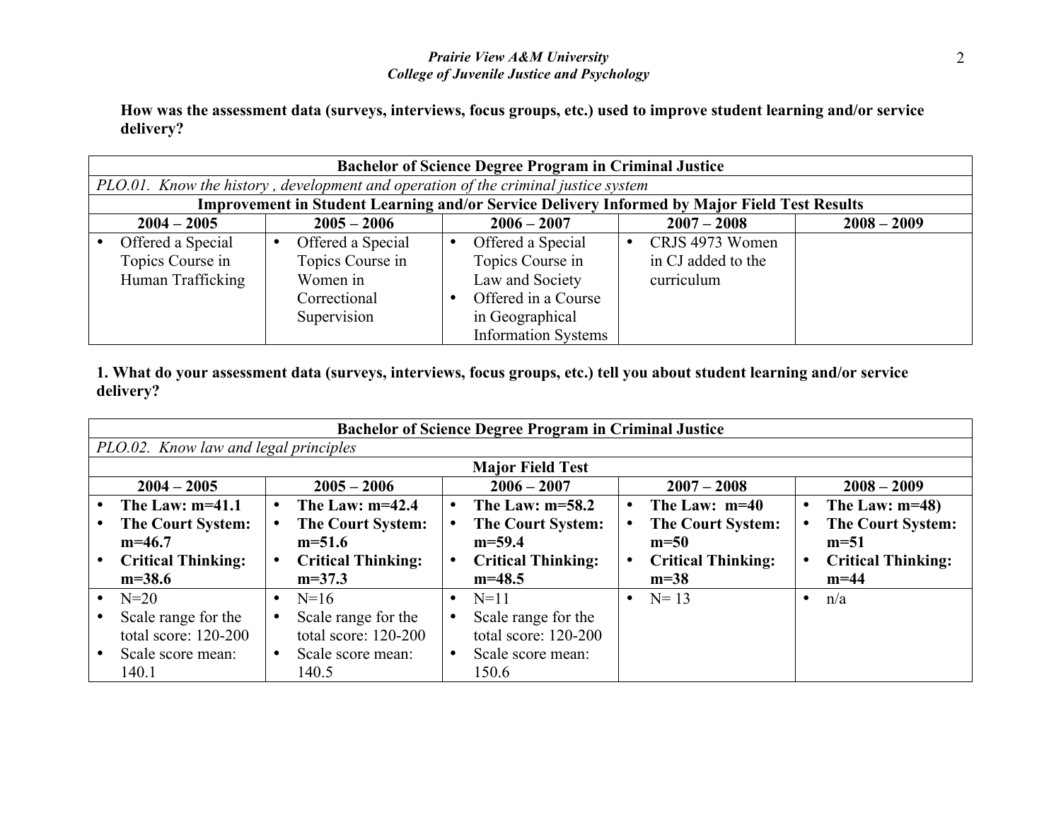**How was the assessment data (surveys, interviews, focus groups, etc.) used to improve student learning and/or service delivery?**

| **Bachelor of Science Degree Program in Criminal Justice** | | | | |
|---|---|---|---|---|
| *PLO.01. Know the history , development and operation of the criminal justice system* | | | | |
| **Improvement in Student Learning and/or Service Delivery Informed by Major Field Test Results** | | | | |
| **2004 – 2005** | **2005 – 2006** | **2006 – 2007** | **2007 – 2008** | **2008 – 2009** |
| • Offered a Special Topics Course in Human Trafficking | • Offered a Special Topics Course in Women in Correctional Supervision | • Offered a Special Topics Course in Law and Society<br>• Offered in a Course in Geographical Information Systems | • CRJS 4973 Women in CJ added to the curriculum | |

**1. What do your assessment data (surveys, interviews, focus groups, etc.) tell you about student learning and/or service delivery?**

| **Bachelor of Science Degree Program in Criminal Justice** | | | | |
|---|---|---|---|---|
| *PLO.02. Know law and legal principles* | | | | |
| **Major Field Test** | | | | |
| **2004 – 2005** | **2005 – 2006** | **2006 – 2007** | **2007 – 2008** | **2008 – 2009** |
| • **The Law: m=41.1**<br>• **The Court System: m=46.7**<br>• **Critical Thinking: m=38.6** | • **The Law: m=42.4**<br>• **The Court System: m=51.6**<br>• **Critical Thinking: m=37.3** | • **The Law: m=58.2**<br>• **The Court System: m=59.4**<br>• **Critical Thinking: m=48.5** | • **The Law: m=40**<br>• **The Court System: m=50**<br>• **Critical Thinking: m=38** | • **The Law: m=48)**<br>• **The Court System: m=51**<br>• **Critical Thinking: m=44** |
| • N=20<br>• Scale range for the total score: 120-200<br>• Scale score mean: 140.1 | • N=16<br>• Scale range for the total score: 120-200<br>• Scale score mean: 140.5 | • N=11<br>• Scale range for the total score: 120-200<br>• Scale score mean: 150.6 | • N= 13 | • n/a |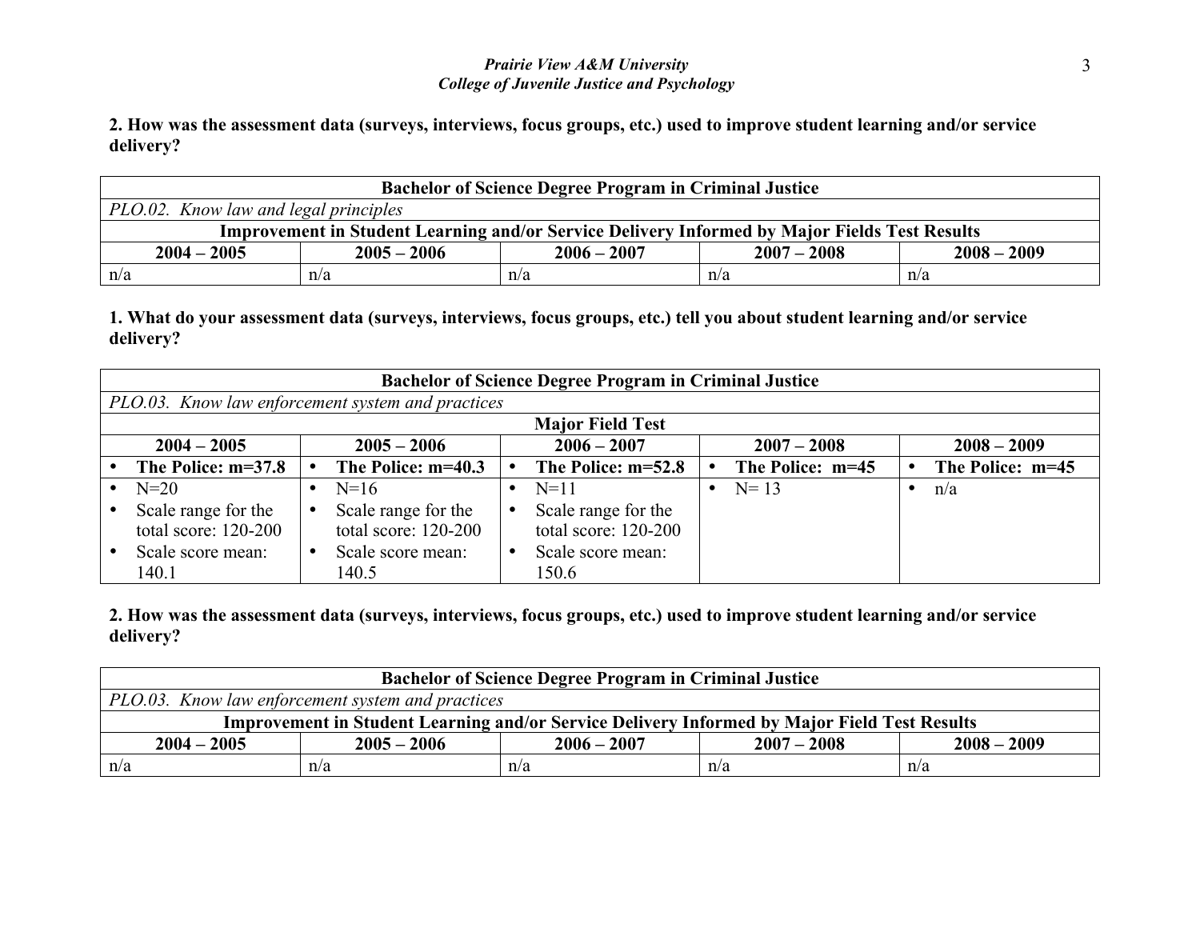**2. How was the assessment data (surveys, interviews, focus groups, etc.) used to improve student learning and/or service delivery?**

| **Bachelor of Science Degree Program in Criminal Justice** | | | | |
|---|---|---|---|---|
| *PLO.02. Know law and legal principles* | | | | |
| **Improvement in Student Learning and/or Service Delivery Informed by Major Fields Test Results** | | | | |
| **2004 – 2005** | **2005 – 2006** | **2006 – 2007** | **2007 – 2008** | **2008 – 2009** |
| n/a | n/a | n/a | n/a | n/a |

**1. What do your assessment data (surveys, interviews, focus groups, etc.) tell you about student learning and/or service delivery?**

| **Bachelor of Science Degree Program in Criminal Justice** | | | | |
|---|---|---|---|---|
| *PLO.03. Know law enforcement system and practices* | | | | |
| **Major Field Test** | | | | |
| **2004 – 2005** | **2005 – 2006** | **2006 – 2007** | **2007 – 2008** | **2008 – 2009** |
| • **The Police: m=37.8** | • **The Police: m=40.3** | • **The Police: m=52.8** | • **The Police: m=45** | • **The Police: m=45** |
| • N=20<br>• Scale range for the total score: 120-200<br>• Scale score mean: 140.1 | • N=16<br>• Scale range for the total score: 120-200<br>• Scale score mean: 140.5 | • N=11<br>• Scale range for the total score: 120-200<br>• Scale score mean: 150.6 | • N= 13 | • n/a |

**2. How was the assessment data (surveys, interviews, focus groups, etc.) used to improve student learning and/or service delivery?**

| **Bachelor of Science Degree Program in Criminal Justice** | | | | |
|---|---|---|---|---|
| *PLO.03. Know law enforcement system and practices* | | | | |
| **Improvement in Student Learning and/or Service Delivery Informed by Major Field Test Results** | | | | |
| **2004 – 2005** | **2005 – 2006** | **2006 – 2007** | **2007 – 2008** | **2008 – 2009** |
| n/a | n/a | n/a | n/a | n/a |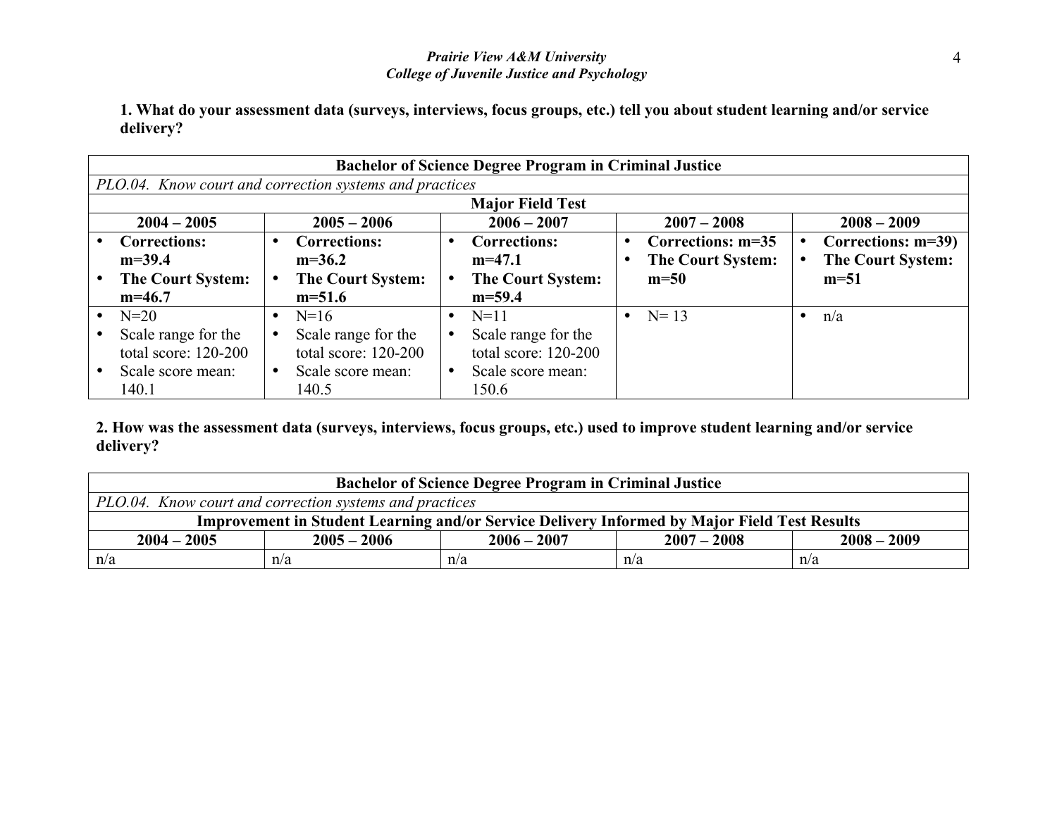**1. What do your assessment data (surveys, interviews, focus groups, etc.) tell you about student learning and/or service delivery?**

| Bachelor of Science Degree Program in Criminal Justice | | | | |
|---|---|---|---|---|
| *PLO.04. Know court and correction systems and practices* | | | | |
| **Major Field Test** | | | | |
| **2004 – 2005** | **2005 – 2006** | **2006 – 2007** | **2007 – 2008** | **2008 – 2009** |
| • **Corrections: m=39.4**<br>• **The Court System: m=46.7** | • **Corrections: m=36.2**<br>• **The Court System: m=51.6** | • **Corrections: m=47.1**<br>• **The Court System: m=59.4** | • **Corrections: m=35**<br>• **The Court System: m=50** | • **Corrections: m=39)**<br>• **The Court System: m=51** |
| • N=20<br>• Scale range for the total score: 120-200<br>• Scale score mean: 140.1 | • N=16<br>• Scale range for the total score: 120-200<br>• Scale score mean: 140.5 | • N=11<br>• Scale range for the total score: 120-200<br>• Scale score mean: 150.6 | • N= 13 | • n/a |

**2. How was the assessment data (surveys, interviews, focus groups, etc.) used to improve student learning and/or service delivery?**

| Bachelor of Science Degree Program in Criminal Justice | | | | |
|---|---|---|---|---|
| *PLO.04. Know court and correction systems and practices* | | | | |
| **Improvement in Student Learning and/or Service Delivery Informed by Major Field Test Results** | | | | |
| **2004 – 2005** | **2005 – 2006** | **2006 – 2007** | **2007 – 2008** | **2008 – 2009** |
| n/a | n/a | n/a | n/a | n/a |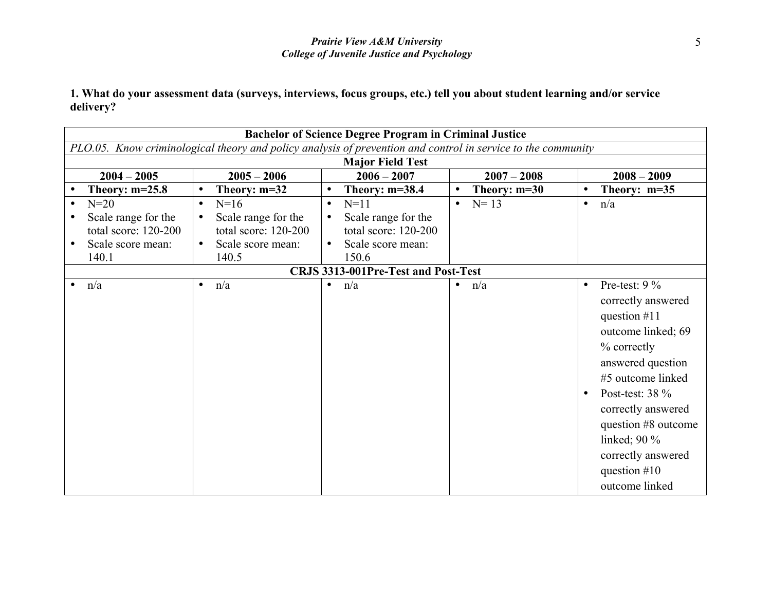**1. What do your assessment data (surveys, interviews, focus groups, etc.) tell you about student learning and/or service delivery?**

| **Bachelor of Science Degree Program in Criminal Justice** | | | | |
|---|---|---|---|---|
| *PLO.05. Know criminological theory and policy analysis of prevention and control in service to the community* | | | | |
| **Major Field Test** | | | | |
| **2004 – 2005** | **2005 – 2006** | **2006 – 2007** | **2007 – 2008** | **2008 – 2009** |
| • **Theory: m=25.8** | • **Theory: m=32** | • **Theory: m=38.4** | • **Theory: m=30** | • **Theory: m=35** |
| • N=20<br>• Scale range for the total score: 120-200<br>• Scale score mean: 140.1 | • N=16<br>• Scale range for the total score: 120-200<br>• Scale score mean: 140.5 | • N=11<br>• Scale range for the total score: 120-200<br>• Scale score mean: 150.6 | • N= 13 | • n/a |
| **CRJS 3313-001Pre-Test and Post-Test** | | | | |
| • n/a | • n/a | • n/a | • n/a | • Pre-test: 9 % correctly answered question #11 outcome linked; 69 % correctly answered question #5 outcome linked<br>• Post-test: 38 % correctly answered question #8 outcome linked; 90 % correctly answered question #10 outcome linked |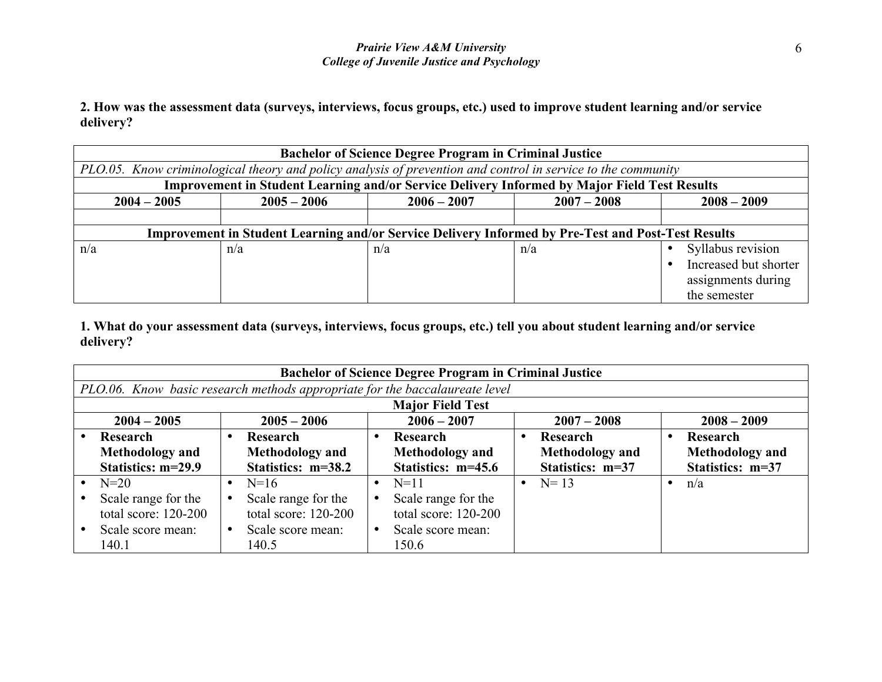**2. How was the assessment data (surveys, interviews, focus groups, etc.) used to improve student learning and/or service delivery?**

| **Bachelor of Science Degree Program in Criminal Justice** | | | | |
|---|---|---|---|---|
| *PLO.05. Know criminological theory and policy analysis of prevention and control in service to the community* | | | | |
| **Improvement in Student Learning and/or Service Delivery Informed by Major Field Test Results** | | | | |
| **2004 – 2005** | **2005 – 2006** | **2006 – 2007** | **2007 – 2008** | **2008 – 2009** |
| | | | | |
| **Improvement in Student Learning and/or Service Delivery Informed by Pre-Test and Post-Test Results** | | | | |
| n/a | n/a | n/a | n/a | • Syllabus revision<br>• Increased but shorter assignments during the semester |

**1. What do your assessment data (surveys, interviews, focus groups, etc.) tell you about student learning and/or service delivery?**

| **Bachelor of Science Degree Program in Criminal Justice** | | | | |
|---|---|---|---|---|
| *PLO.06. Know basic research methods appropriate for the baccalaureate level* | | | | |
| **Major Field Test** | | | | |
| **2004 – 2005** | **2005 – 2006** | **2006 – 2007** | **2007 – 2008** | **2008 – 2009** |
| • **Research Methodology and Statistics: m=29.9** | • **Research Methodology and Statistics: m=38.2** | • **Research Methodology and Statistics: m=45.6** | • **Research Methodology and Statistics: m=37** | • **Research Methodology and Statistics: m=37** |
| • N=20<br>• Scale range for the total score: 120-200<br>• Scale score mean: 140.1 | • N=16<br>• Scale range for the total score: 120-200<br>• Scale score mean: 140.5 | • N=11<br>• Scale range for the total score: 120-200<br>• Scale score mean: 150.6 | • N= 13 | • n/a |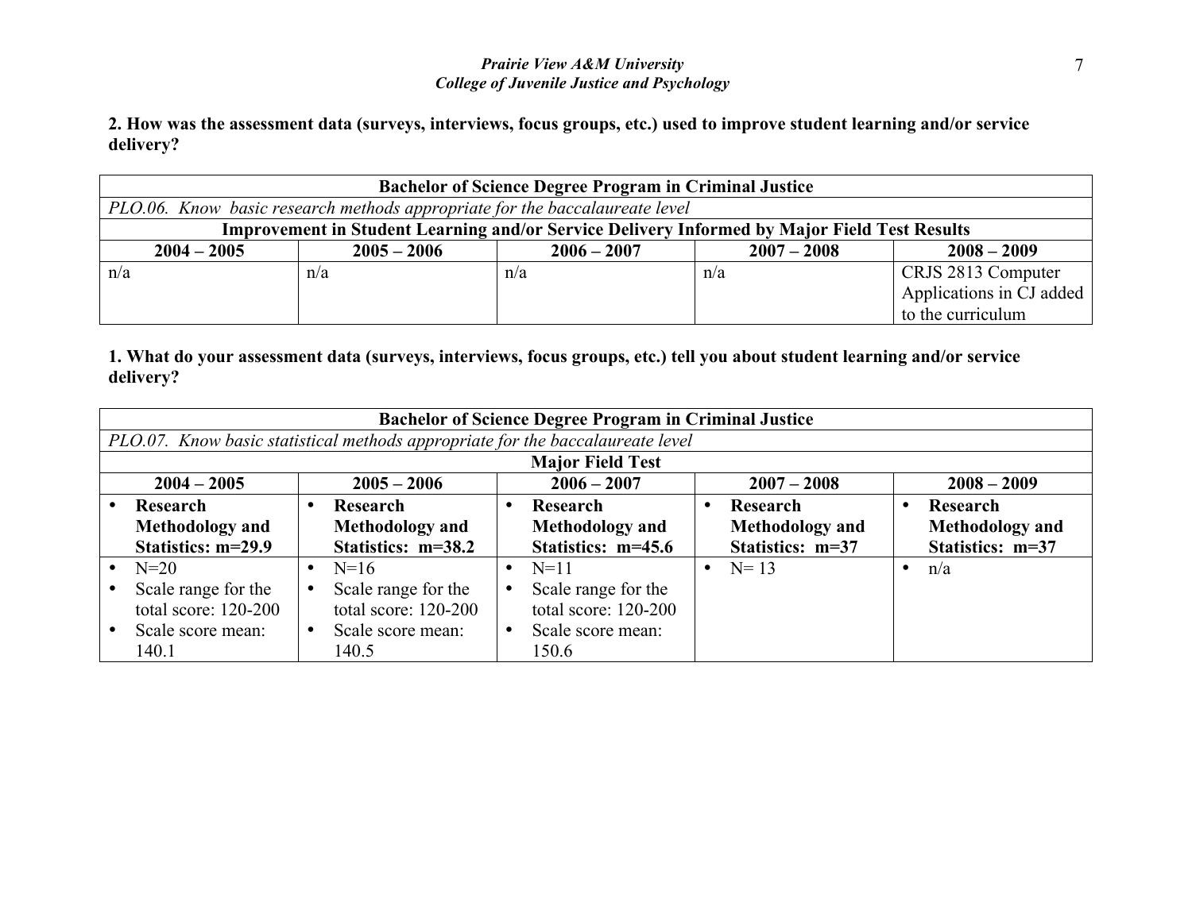**2. How was the assessment data (surveys, interviews, focus groups, etc.) used to improve student learning and/or service delivery?**

| **Bachelor of Science Degree Program in Criminal Justice** | | | | |
|---|---|---|---|---|
| *PLO.06. Know basic research methods appropriate for the baccalaureate level* | | | | |
| **Improvement in Student Learning and/or Service Delivery Informed by Major Field Test Results** | | | | |
| **2004 – 2005** | **2005 – 2006** | **2006 – 2007** | **2007 – 2008** | **2008 – 2009** |
| n/a | n/a | n/a | n/a | CRJS 2813 Computer Applications in CJ added to the curriculum |

**1. What do your assessment data (surveys, interviews, focus groups, etc.) tell you about student learning and/or service delivery?**

| **Bachelor of Science Degree Program in Criminal Justice** | | | | |
|---|---|---|---|---|
| *PLO.07. Know basic statistical methods appropriate for the baccalaureate level* | | | | |
| **Major Field Test** | | | | |
| **2004 – 2005** | **2005 – 2006** | **2006 – 2007** | **2007 – 2008** | **2008 – 2009** |
| • **Research Methodology and Statistics: m=29.9** | • **Research Methodology and Statistics: m=38.2** | • **Research Methodology and Statistics: m=45.6** | • **Research Methodology and Statistics: m=37** | • **Research Methodology and Statistics: m=37** |
| • N=20<br>• Scale range for the total score: 120-200<br>• Scale score mean: 140.1 | • N=16<br>• Scale range for the total score: 120-200<br>• Scale score mean: 140.5 | • N=11<br>• Scale range for the total score: 120-200<br>• Scale score mean: 150.6 | • N= 13 | • n/a |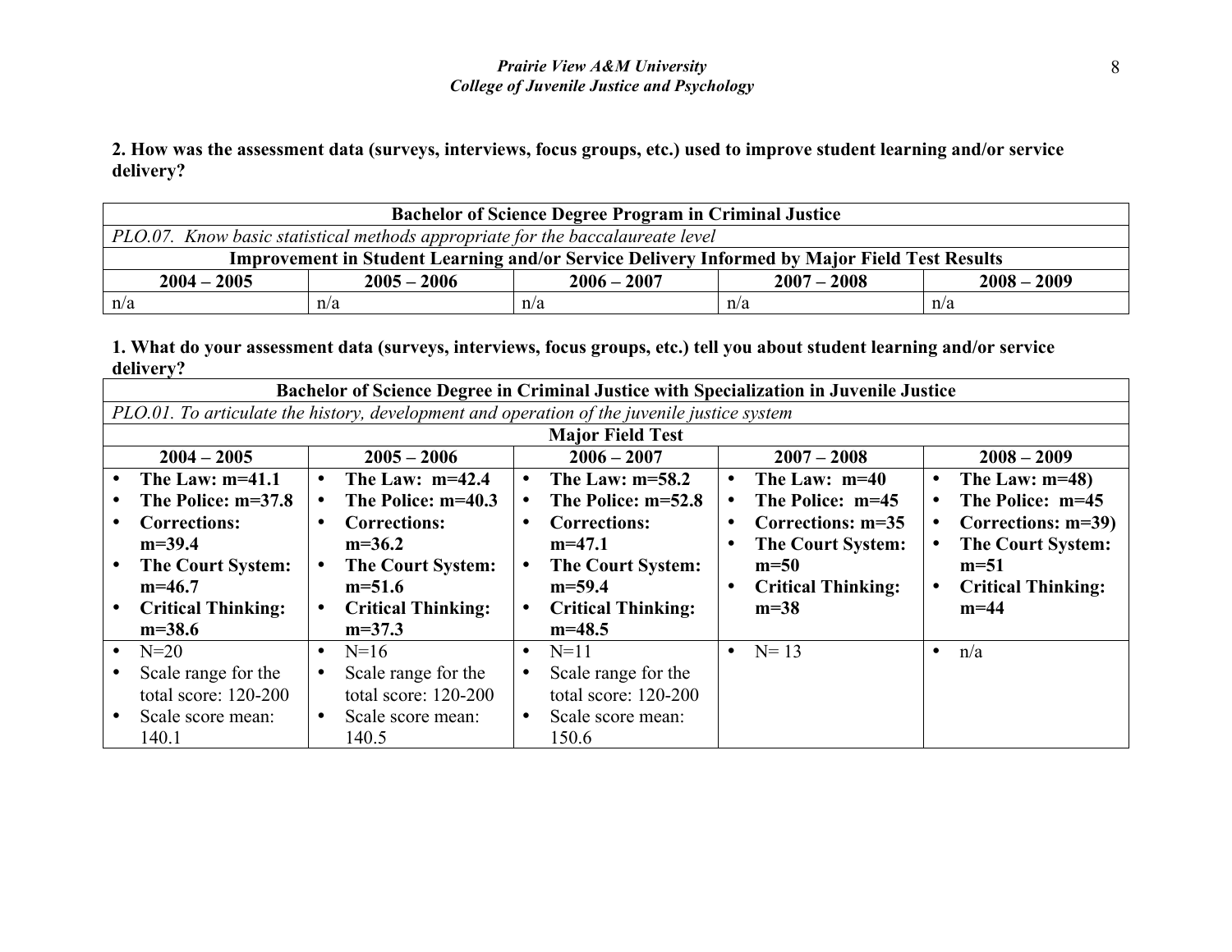**2. How was the assessment data (surveys, interviews, focus groups, etc.) used to improve student learning and/or service delivery?**

| **Bachelor of Science Degree Program in Criminal Justice** | | | | |
|---|---|---|---|---|
| *PLO.07. Know basic statistical methods appropriate for the baccalaureate level* | | | | |
| **Improvement in Student Learning and/or Service Delivery Informed by Major Field Test Results** | | | | |
| **2004 – 2005** | **2005 – 2006** | **2006 – 2007** | **2007 – 2008** | **2008 – 2009** |
| n/a | n/a | n/a | n/a | n/a |

**1. What do your assessment data (surveys, interviews, focus groups, etc.) tell you about student learning and/or service delivery?**

| **Bachelor of Science Degree in Criminal Justice with Specialization in Juvenile Justice** | | | | |
|---|---|---|---|---|
| *PLO.01. To articulate the history, development and operation of the juvenile justice system* | | | | |
| **Major Field Test** | | | | |
| **2004 – 2005** | **2005 – 2006** | **2006 – 2007** | **2007 – 2008** | **2008 – 2009** |
| • **The Law: m=41.1**<br>• **The Police: m=37.8**<br>• **Corrections: m=39.4**<br>• **The Court System: m=46.7**<br>• **Critical Thinking: m=38.6** | • **The Law: m=42.4**<br>• **The Police: m=40.3**<br>• **Corrections: m=36.2**<br>• **The Court System: m=51.6**<br>• **Critical Thinking: m=37.3** | • **The Law: m=58.2**<br>• **The Police: m=52.8**<br>• **Corrections: m=47.1**<br>• **The Court System: m=59.4**<br>• **Critical Thinking: m=48.5** | • **The Law: m=40**<br>• **The Police: m=45**<br>• **Corrections: m=35**<br>• **The Court System: m=50**<br>• **Critical Thinking: m=38** | • **The Law: m=48)**<br>• **The Police: m=45**<br>• **Corrections: m=39)**<br>• **The Court System: m=51**<br>• **Critical Thinking: m=44** |
| • N=20<br>• Scale range for the total score: 120-200<br>• Scale score mean: 140.1 | • N=16<br>• Scale range for the total score: 120-200<br>• Scale score mean: 140.5 | • N=11<br>• Scale range for the total score: 120-200<br>• Scale score mean: 150.6 | • N= 13 | • n/a |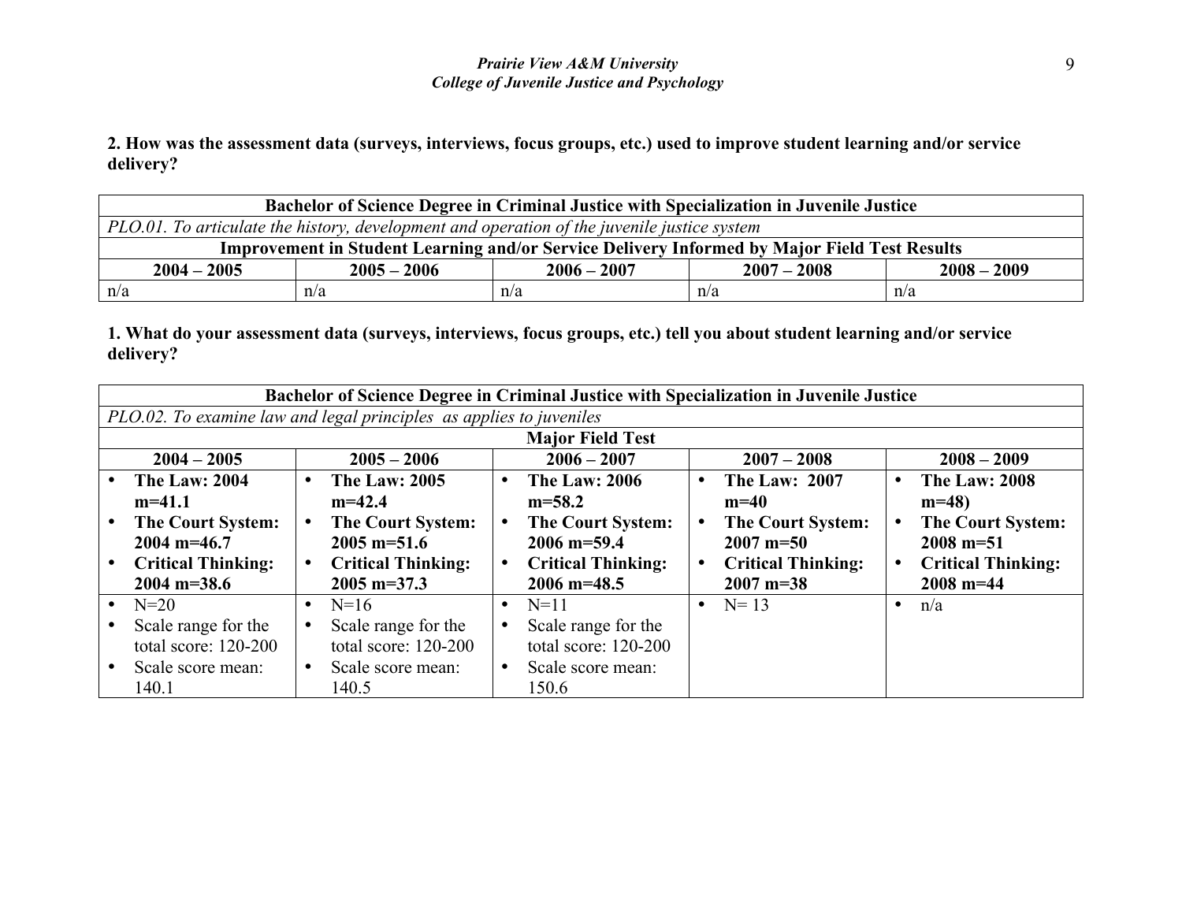**2. How was the assessment data (surveys, interviews, focus groups, etc.) used to improve student learning and/or service delivery?**

| **Bachelor of Science Degree in Criminal Justice with Specialization in Juvenile Justice** | | | | |
|---|---|---|---|---|
| *PLO.01. To articulate the history, development and operation of the juvenile justice system* | | | | |
| **Improvement in Student Learning and/or Service Delivery Informed by Major Field Test Results** | | | | |
| **2004 – 2005** | **2005 – 2006** | **2006 – 2007** | **2007 – 2008** | **2008 – 2009** |
| n/a | n/a | n/a | n/a | n/a |

**1. What do your assessment data (surveys, interviews, focus groups, etc.) tell you about student learning and/or service delivery?**

| **Bachelor of Science Degree in Criminal Justice with Specialization in Juvenile Justice** | | | | |
|---|---|---|---|---|
| *PLO.02. To examine law and legal principles as applies to juveniles* | | | | |
| **Major Field Test** | | | | |
| **2004 – 2005** | **2005 – 2006** | **2006 – 2007** | **2007 – 2008** | **2008 – 2009** |
| • **The Law: 2004 m=41.1**<br>• **The Court System: 2004 m=46.7**<br>• **Critical Thinking: 2004 m=38.6** | • **The Law: 2005 m=42.4**<br>• **The Court System: 2005 m=51.6**<br>• **Critical Thinking: 2005 m=37.3** | • **The Law: 2006 m=58.2**<br>• **The Court System: 2006 m=59.4**<br>• **Critical Thinking: 2006 m=48.5** | • **The Law: 2007 m=40**<br>• **The Court System: 2007 m=50**<br>• **Critical Thinking: 2007 m=38** | • **The Law: 2008 m=48)**<br>• **The Court System: 2008 m=51**<br>• **Critical Thinking: 2008 m=44** |
| • N=20<br>• Scale range for the total score: 120-200<br>• Scale score mean: 140.1 | • N=16<br>• Scale range for the total score: 120-200<br>• Scale score mean: 140.5 | • N=11<br>• Scale range for the total score: 120-200<br>• Scale score mean: 150.6 | • N= 13 | • n/a |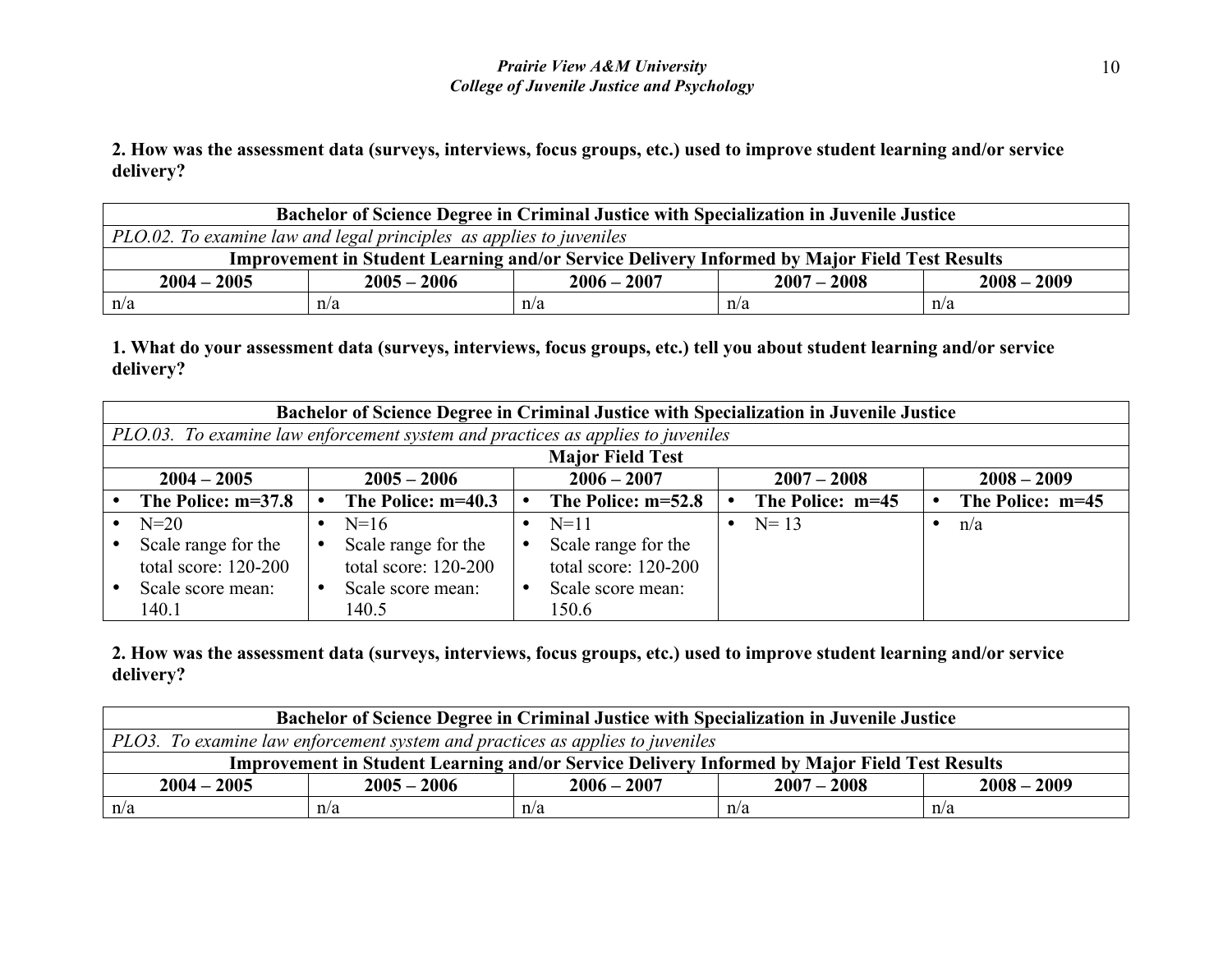**2. How was the assessment data (surveys, interviews, focus groups, etc.) used to improve student learning and/or service delivery?**

| **Bachelor of Science Degree in Criminal Justice with Specialization in Juvenile Justice** | | | | |
|---|---|---|---|---|
| *PLO.02. To examine law and legal principles as applies to juveniles* | | | | |
| **Improvement in Student Learning and/or Service Delivery Informed by Major Field Test Results** | | | | |
| **2004 – 2005** | **2005 – 2006** | **2006 – 2007** | **2007 – 2008** | **2008 – 2009** |
| n/a | n/a | n/a | n/a | n/a |

**1. What do your assessment data (surveys, interviews, focus groups, etc.) tell you about student learning and/or service delivery?**

| **Bachelor of Science Degree in Criminal Justice with Specialization in Juvenile Justice** | | | | |
|---|---|---|---|---|
| *PLO.03. To examine law enforcement system and practices as applies to juveniles* | | | | |
| **Major Field Test** | | | | |
| **2004 – 2005** | **2005 – 2006** | **2006 – 2007** | **2007 – 2008** | **2008 – 2009** |
| • **The Police: m=37.8** | • **The Police: m=40.3** | • **The Police: m=52.8** | • **The Police: m=45** | • **The Police: m=45** |
| • N=20<br>• Scale range for the total score: 120-200<br>• Scale score mean: 140.1 | • N=16<br>• Scale range for the total score: 120-200<br>• Scale score mean: 140.5 | • N=11<br>• Scale range for the total score: 120-200<br>• Scale score mean: 150.6 | • N= 13 | • n/a |

**2. How was the assessment data (surveys, interviews, focus groups, etc.) used to improve student learning and/or service delivery?**

| **Bachelor of Science Degree in Criminal Justice with Specialization in Juvenile Justice** | | | | |
|---|---|---|---|---|
| *PLO3. To examine law enforcement system and practices as applies to juveniles* | | | | |
| **Improvement in Student Learning and/or Service Delivery Informed by Major Field Test Results** | | | | |
| **2004 – 2005** | **2005 – 2006** | **2006 – 2007** | **2007 – 2008** | **2008 – 2009** |
| n/a | n/a | n/a | n/a | n/a |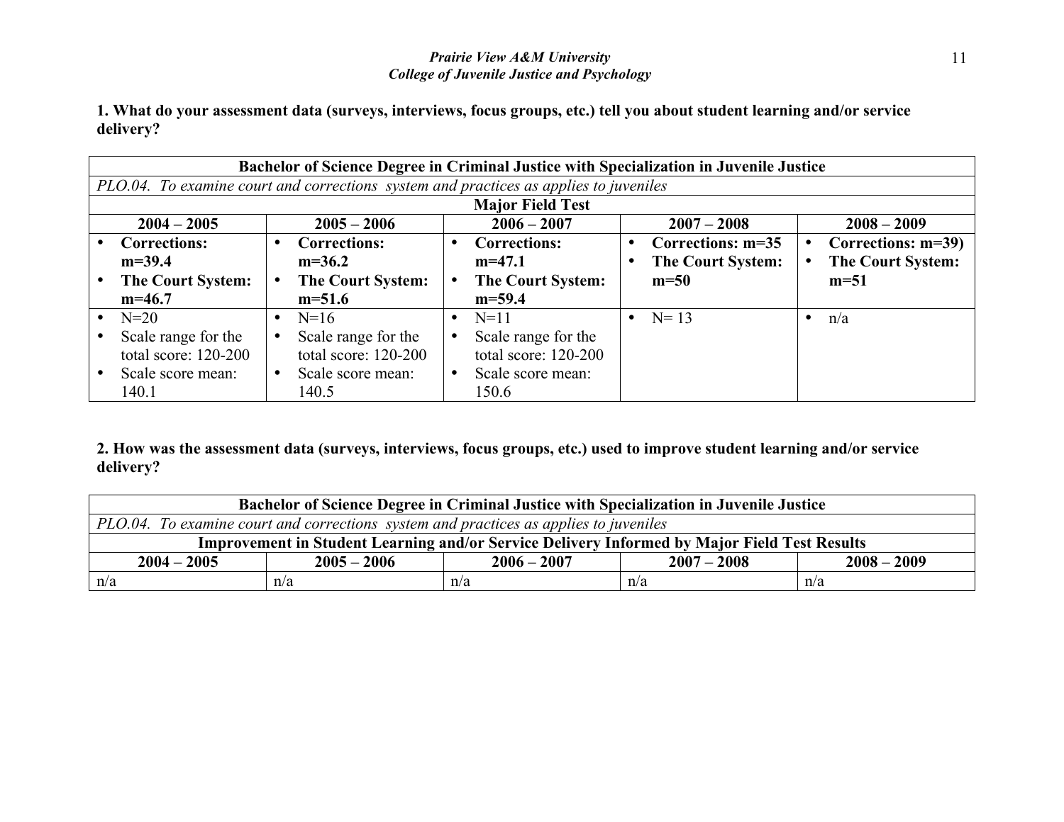*Prairie View A&M University*
*College of Juvenile Justice and Psychology*

**1. What do your assessment data (surveys, interviews, focus groups, etc.) tell you about student learning and/or service delivery?**

| **Bachelor of Science Degree in Criminal Justice with Specialization in Juvenile Justice** | | | | |
|---|---|---|---|---|
| *PLO.04. To examine court and corrections system and practices as applies to juveniles* | | | | |
| **Major Field Test** | | | | |
| **2004 – 2005** | **2005 – 2006** | **2006 – 2007** | **2007 – 2008** | **2008 – 2009** |
| • **Corrections: m=39.4**<br>• **The Court System: m=46.7** | • **Corrections: m=36.2**<br>• **The Court System: m=51.6** | • **Corrections: m=47.1**<br>• **The Court System: m=59.4** | • **Corrections: m=35**<br>• **The Court System: m=50** | • **Corrections: m=39)**<br>• **The Court System: m=51** |
| • N=20<br>• Scale range for the total score: 120-200<br>• Scale score mean: 140.1 | • N=16<br>• Scale range for the total score: 120-200<br>• Scale score mean: 140.5 | • N=11<br>• Scale range for the total score: 120-200<br>• Scale score mean: 150.6 | • N= 13 | • n/a |

**2. How was the assessment data (surveys, interviews, focus groups, etc.) used to improve student learning and/or service delivery?**

| **Bachelor of Science Degree in Criminal Justice with Specialization in Juvenile Justice** | | | | |
|---|---|---|---|---|
| *PLO.04. To examine court and corrections system and practices as applies to juveniles* | | | | |
| **Improvement in Student Learning and/or Service Delivery Informed by Major Field Test Results** | | | | |
| **2004 – 2005** | **2005 – 2006** | **2006 – 2007** | **2007 – 2008** | **2008 – 2009** |
| n/a | n/a | n/a | n/a | n/a |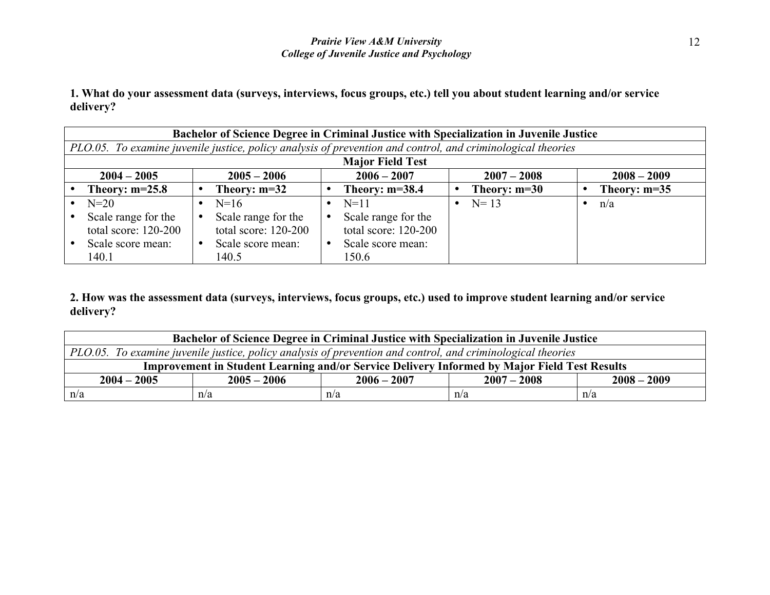**1. What do your assessment data (surveys, interviews, focus groups, etc.) tell you about student learning and/or service delivery?**

| Bachelor of Science Degree in Criminal Justice with Specialization in Juvenile Justice | | | | |
|---|---|---|---|---|
| *PLO.05. To examine juvenile justice, policy analysis of prevention and control, and criminological theories* | | | | |
| **Major Field Test** | | | | |
| **2004 – 2005** | **2005 – 2006** | **2006 – 2007** | **2007 – 2008** | **2008 – 2009** |
| • **Theory: m=25.8** | • **Theory: m=32** | • **Theory: m=38.4** | • **Theory: m=30** | • **Theory: m=35** |
| • N=20<br>• Scale range for the total score: 120-200<br>• Scale score mean: 140.1 | • N=16<br>• Scale range for the total score: 120-200<br>• Scale score mean: 140.5 | • N=11<br>• Scale range for the total score: 120-200<br>• Scale score mean: 150.6 | • N= 13 | • n/a |

**2. How was the assessment data (surveys, interviews, focus groups, etc.) used to improve student learning and/or service delivery?**

| Bachelor of Science Degree in Criminal Justice with Specialization in Juvenile Justice | | | | |
|---|---|---|---|---|
| *PLO.05. To examine juvenile justice, policy analysis of prevention and control, and criminological theories* | | | | |
| **Improvement in Student Learning and/or Service Delivery Informed by Major Field Test Results** | | | | |
| **2004 – 2005** | **2005 – 2006** | **2006 – 2007** | **2007 – 2008** | **2008 – 2009** |
| n/a | n/a | n/a | n/a | n/a |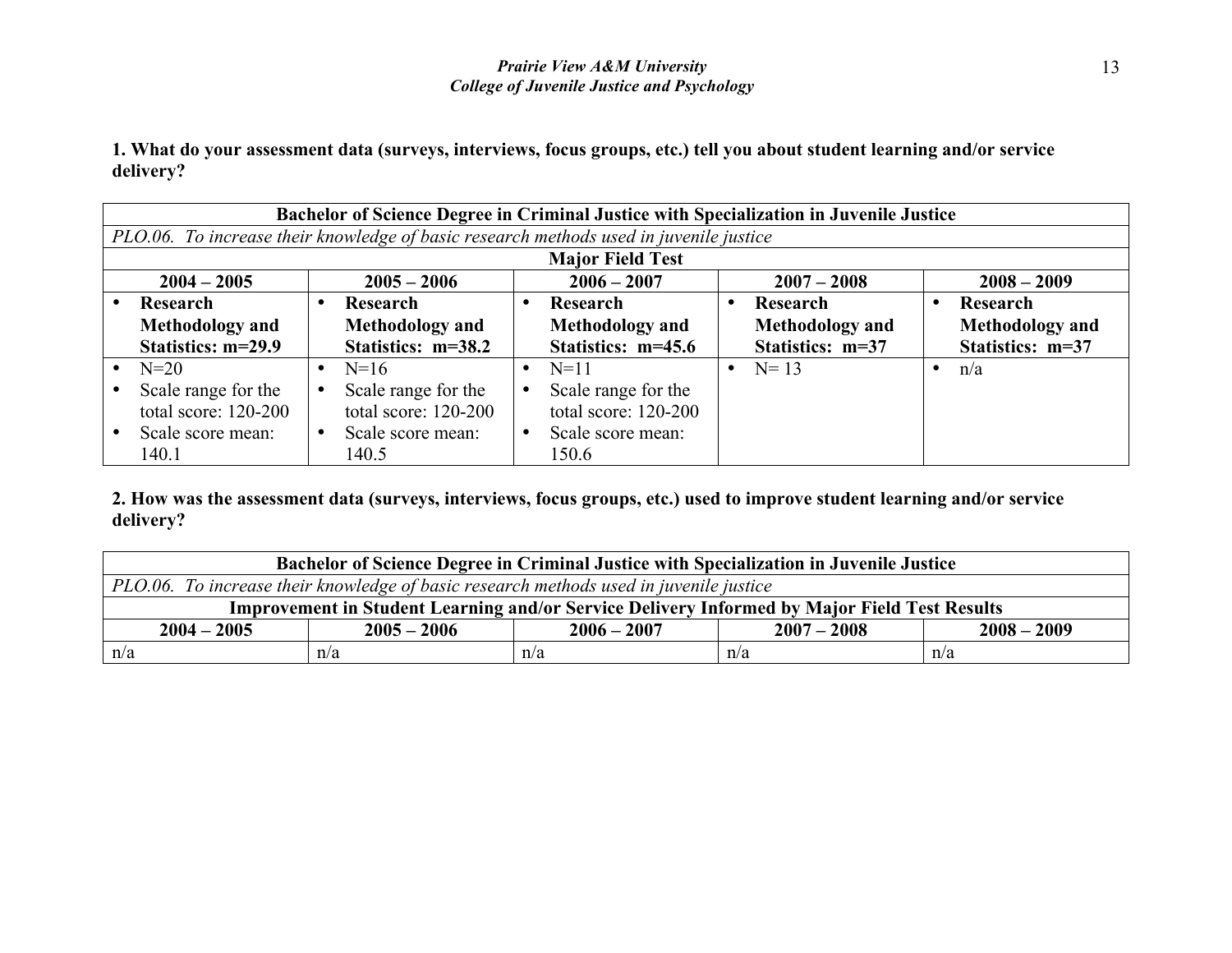**1. What do your assessment data (surveys, interviews, focus groups, etc.) tell you about student learning and/or service delivery?**

| Bachelor of Science Degree in Criminal Justice with Specialization in Juvenile Justice | | | | |
|---|---|---|---|---|
| *PLO.06. To increase their knowledge of basic research methods used in juvenile justice* | | | | |
| **Major Field Test** | | | | |
| **2004 – 2005** | **2005 – 2006** | **2006 – 2007** | **2007 – 2008** | **2008 – 2009** |
| • **Research Methodology and Statistics: m=29.9** | • **Research Methodology and Statistics: m=38.2** | • **Research Methodology and Statistics: m=45.6** | • **Research Methodology and Statistics: m=37** | • **Research Methodology and Statistics: m=37** |
| • N=20<br>• Scale range for the total score: 120-200<br>• Scale score mean: 140.1 | • N=16<br>• Scale range for the total score: 120-200<br>• Scale score mean: 140.5 | • N=11<br>• Scale range for the total score: 120-200<br>• Scale score mean: 150.6 | • N= 13 | • n/a |

**2. How was the assessment data (surveys, interviews, focus groups, etc.) used to improve student learning and/or service delivery?**

| Bachelor of Science Degree in Criminal Justice with Specialization in Juvenile Justice | | | | |
|---|---|---|---|---|
| *PLO.06. To increase their knowledge of basic research methods used in juvenile justice* | | | | |
| **Improvement in Student Learning and/or Service Delivery Informed by Major Field Test Results** | | | | |
| **2004 – 2005** | **2005 – 2006** | **2006 – 2007** | **2007 – 2008** | **2008 – 2009** |
| n/a | n/a | n/a | n/a | n/a |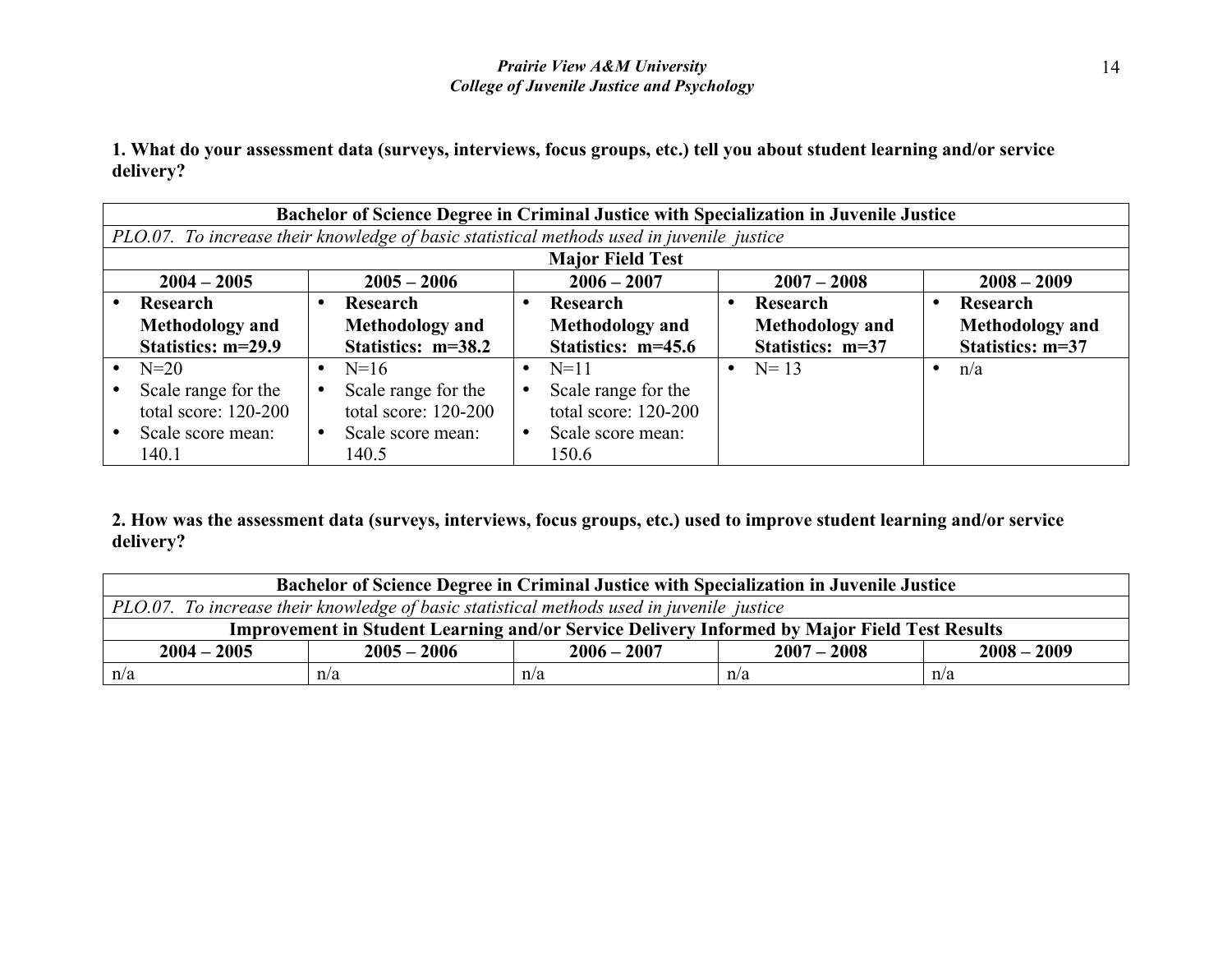**1. What do your assessment data (surveys, interviews, focus groups, etc.) tell you about student learning and/or service delivery?**

| Bachelor of Science Degree in Criminal Justice with Specialization in Juvenile Justice | | | | |
|---|---|---|---|---|
| *PLO.07. To increase their knowledge of basic statistical methods used in juvenile justice* | | | | |
| **Major Field Test** | | | | |
| **2004 – 2005** | **2005 – 2006** | **2006 – 2007** | **2007 – 2008** | **2008 – 2009** |
| • **Research Methodology and Statistics: m=29.9** | • **Research Methodology and Statistics: m=38.2** | • **Research Methodology and Statistics: m=45.6** | • **Research Methodology and Statistics: m=37** | • **Research Methodology and Statistics: m=37** |
| • N=20<br>• Scale range for the total score: 120-200<br>• Scale score mean: 140.1 | • N=16<br>• Scale range for the total score: 120-200<br>• Scale score mean: 140.5 | • N=11<br>• Scale range for the total score: 120-200<br>• Scale score mean: 150.6 | • N= 13 | • n/a |

**2. How was the assessment data (surveys, interviews, focus groups, etc.) used to improve student learning and/or service delivery?**

| Bachelor of Science Degree in Criminal Justice with Specialization in Juvenile Justice | | | | |
|---|---|---|---|---|
| *PLO.07. To increase their knowledge of basic statistical methods used in juvenile justice* | | | | |
| **Improvement in Student Learning and/or Service Delivery Informed by Major Field Test Results** | | | | |
| **2004 – 2005** | **2005 – 2006** | **2006 – 2007** | **2007 – 2008** | **2008 – 2009** |
| n/a | n/a | n/a | n/a | n/a |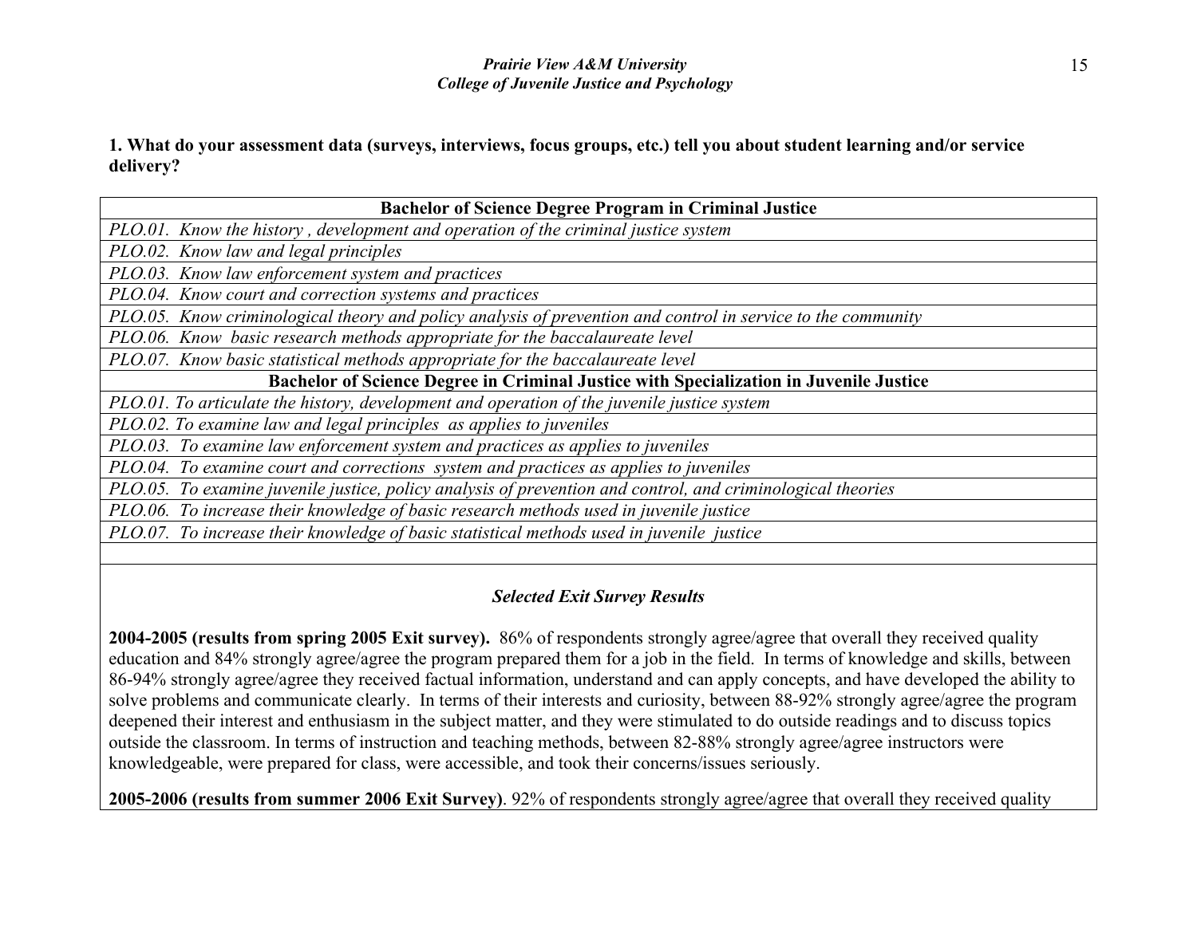**1. What do your assessment data (surveys, interviews, focus groups, etc.) tell you about student learning and/or service delivery?**

| **Bachelor of Science Degree Program in Criminal Justice** |
|---|
| *PLO.01. Know the history , development and operation of the criminal justice system* |
| *PLO.02. Know law and legal principles* |
| *PLO.03. Know law enforcement system and practices* |
| *PLO.04. Know court and correction systems and practices* |
| *PLO.05. Know criminological theory and policy analysis of prevention and control in service to the community* |
| *PLO.06. Know basic research methods appropriate for the baccalaureate level* |
| *PLO.07. Know basic statistical methods appropriate for the baccalaureate level* |
| **Bachelor of Science Degree in Criminal Justice with Specialization in Juvenile Justice** |
| *PLO.01. To articulate the history, development and operation of the juvenile justice system* |
| *PLO.02. To examine law and legal principles as applies to juveniles* |
| *PLO.03. To examine law enforcement system and practices as applies to juveniles* |
| *PLO.04. To examine court and corrections system and practices as applies to juveniles* |
| *PLO.05. To examine juvenile justice, policy analysis of prevention and control, and criminological theories* |
| *PLO.06. To increase their knowledge of basic research methods used in juvenile justice* |
| *PLO.07. To increase their knowledge of basic statistical methods used in juvenile justice* |
| |

***Selected Exit Survey Results***

**2004-2005 (results from spring 2005 Exit survey).** 86% of respondents strongly agree/agree that overall they received quality education and 84% strongly agree/agree the program prepared them for a job in the field. In terms of knowledge and skills, between 86-94% strongly agree/agree they received factual information, understand and can apply concepts, and have developed the ability to solve problems and communicate clearly. In terms of their interests and curiosity, between 88-92% strongly agree/agree the program deepened their interest and enthusiasm in the subject matter, and they were stimulated to do outside readings and to discuss topics outside the classroom. In terms of instruction and teaching methods, between 82-88% strongly agree/agree instructors were knowledgeable, were prepared for class, were accessible, and took their concerns/issues seriously.

**2005-2006 (results from summer 2006 Exit Survey)**. 92% of respondents strongly agree/agree that overall they received quality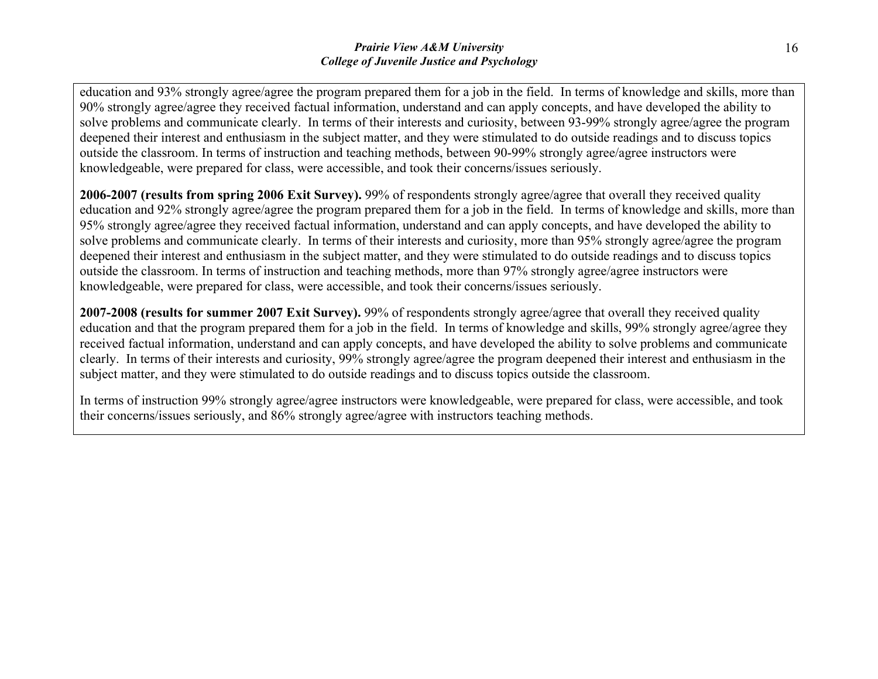education and 93% strongly agree/agree the program prepared them for a job in the field. In terms of knowledge and skills, more than 90% strongly agree/agree they received factual information, understand and can apply concepts, and have developed the ability to solve problems and communicate clearly. In terms of their interests and curiosity, between 93-99% strongly agree/agree the program deepened their interest and enthusiasm in the subject matter, and they were stimulated to do outside readings and to discuss topics outside the classroom. In terms of instruction and teaching methods, between 90-99% strongly agree/agree instructors were knowledgeable, were prepared for class, were accessible, and took their concerns/issues seriously.

**2006-2007 (results from spring 2006 Exit Survey).** 99% of respondents strongly agree/agree that overall they received quality education and 92% strongly agree/agree the program prepared them for a job in the field. In terms of knowledge and skills, more than 95% strongly agree/agree they received factual information, understand and can apply concepts, and have developed the ability to solve problems and communicate clearly. In terms of their interests and curiosity, more than 95% strongly agree/agree the program deepened their interest and enthusiasm in the subject matter, and they were stimulated to do outside readings and to discuss topics outside the classroom. In terms of instruction and teaching methods, more than 97% strongly agree/agree instructors were knowledgeable, were prepared for class, were accessible, and took their concerns/issues seriously.

**2007-2008 (results for summer 2007 Exit Survey).** 99% of respondents strongly agree/agree that overall they received quality education and that the program prepared them for a job in the field. In terms of knowledge and skills, 99% strongly agree/agree they received factual information, understand and can apply concepts, and have developed the ability to solve problems and communicate clearly. In terms of their interests and curiosity, 99% strongly agree/agree the program deepened their interest and enthusiasm in the subject matter, and they were stimulated to do outside readings and to discuss topics outside the classroom.

In terms of instruction 99% strongly agree/agree instructors were knowledgeable, were prepared for class, were accessible, and took their concerns/issues seriously, and 86% strongly agree/agree with instructors teaching methods.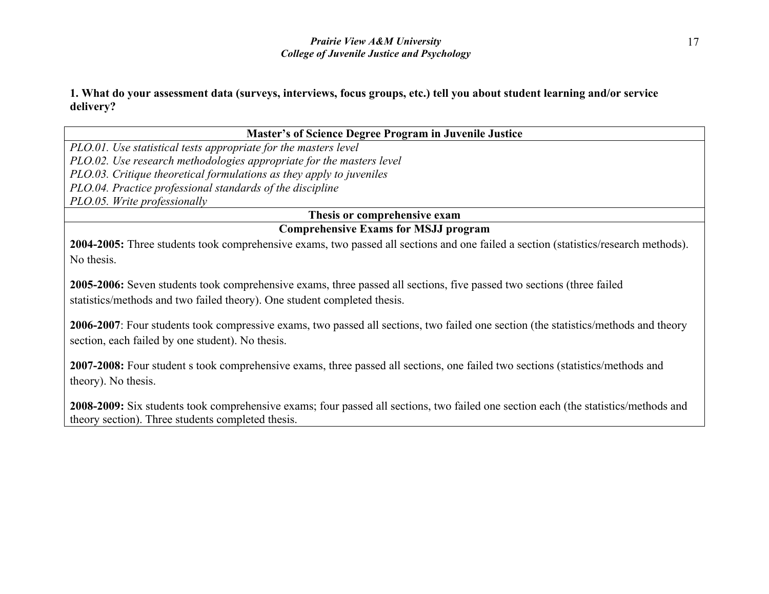**1. What do your assessment data (surveys, interviews, focus groups, etc.) tell you about student learning and/or service delivery?**

| Master's of Science Degree Program in Juvenile Justice |
|---|
| *PLO.01. Use statistical tests appropriate for the masters level*<br>*PLO.02. Use research methodologies appropriate for the masters level*<br>*PLO.03. Critique theoretical formulations as they apply to juveniles*<br>*PLO.04. Practice professional standards of the discipline*<br>*PLO.05. Write professionally* |
| **Thesis or comprehensive exam** |
| **Comprehensive Exams for MSJJ program**<br>**2004-2005:** Three students took comprehensive exams, two passed all sections and one failed a section (statistics/research methods). No thesis.<br><br>**2005-2006:** Seven students took comprehensive exams, three passed all sections, five passed two sections (three failed statistics/methods and two failed theory). One student completed thesis.<br><br>**2006-2007**: Four students took compressive exams, two passed all sections, two failed one section (the statistics/methods and theory section, each failed by one student). No thesis.<br><br>**2007-2008:** Four student s took comprehensive exams, three passed all sections, one failed two sections (statistics/methods and theory). No thesis.<br><br>**2008-2009:** Six students took comprehensive exams; four passed all sections, two failed one section each (the statistics/methods and theory section). Three students completed thesis. |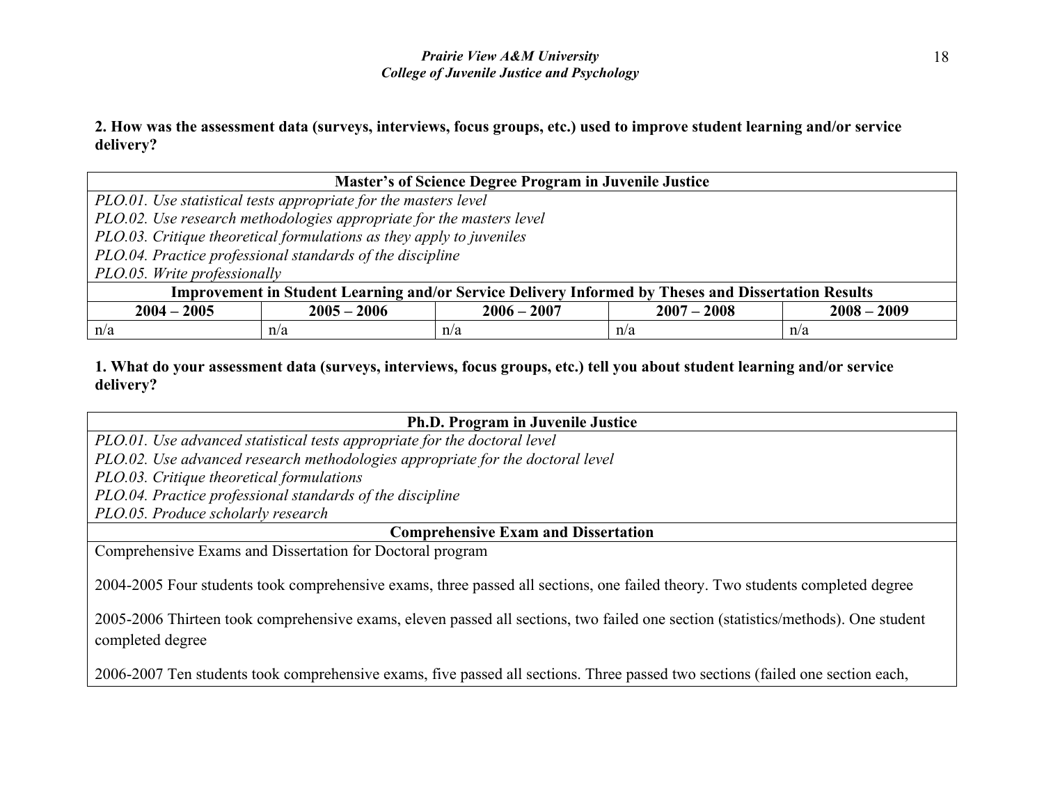**2. How was the assessment data (surveys, interviews, focus groups, etc.) used to improve student learning and/or service delivery?**

| **Master's of Science Degree Program in Juvenile Justice** | | | | |
|---|---|---|---|---|
| *PLO.01. Use statistical tests appropriate for the masters level*<br>*PLO.02. Use research methodologies appropriate for the masters level*<br>*PLO.03. Critique theoretical formulations as they apply to juveniles*<br>*PLO.04. Practice professional standards of the discipline*<br>*PLO.05. Write professionally* | | | | |
| **Improvement in Student Learning and/or Service Delivery Informed by Theses and Dissertation Results** | | | | |
| **2004 – 2005** | **2005 – 2006** | **2006 – 2007** | **2007 – 2008** | **2008 – 2009** |
| n/a | n/a | n/a | n/a | n/a |

**1. What do your assessment data (surveys, interviews, focus groups, etc.) tell you about student learning and/or service delivery?**

| **Ph.D. Program in Juvenile Justice** |
|---|
| *PLO.01. Use advanced statistical tests appropriate for the doctoral level*<br>*PLO.02. Use advanced research methodologies appropriate for the doctoral level*<br>*PLO.03. Critique theoretical formulations*<br>*PLO.04. Practice professional standards of the discipline*<br>*PLO.05. Produce scholarly research* |
| **Comprehensive Exam and Dissertation** |
| Comprehensive Exams and Dissertation for Doctoral program<br><br>2004-2005 Four students took comprehensive exams, three passed all sections, one failed theory. Two students completed degree<br><br>2005-2006 Thirteen took comprehensive exams, eleven passed all sections, two failed one section (statistics/methods). One student completed degree<br><br>2006-2007 Ten students took comprehensive exams, five passed all sections. Three passed two sections (failed one section each, |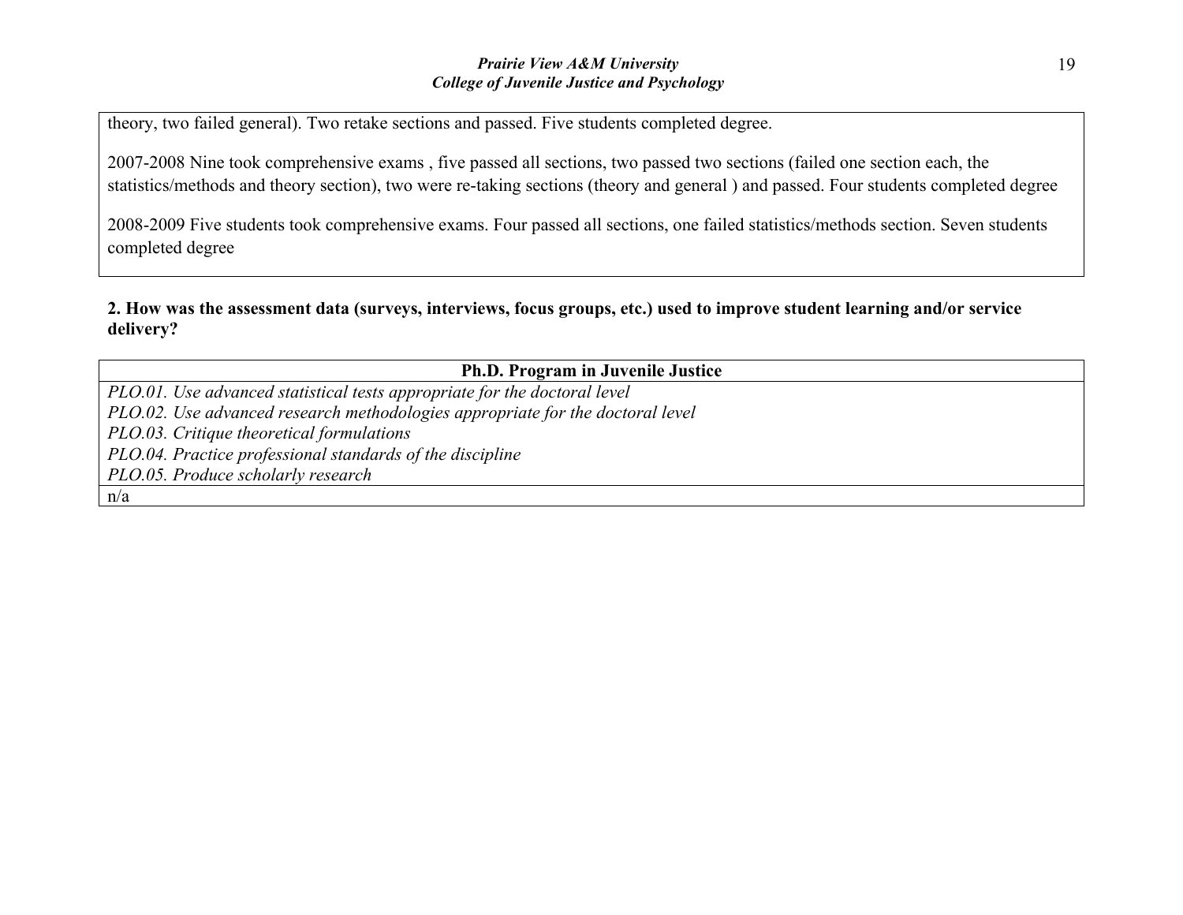theory, two failed general). Two retake sections and passed. Five students completed degree.

2007-2008 Nine took comprehensive exams , five passed all sections, two passed two sections (failed one section each, the statistics/methods and theory section), two were re-taking sections (theory and general ) and passed. Four students completed degree

2008-2009 Five students took comprehensive exams. Four passed all sections, one failed statistics/methods section. Seven students completed degree

**2. How was the assessment data (surveys, interviews, focus groups, etc.) used to improve student learning and/or service delivery?**

| Ph.D. Program in Juvenile Justice |
|---|
| *PLO.01. Use advanced statistical tests appropriate for the doctoral level*<br>*PLO.02. Use advanced research methodologies appropriate for the doctoral level*<br>*PLO.03. Critique theoretical formulations*<br>*PLO.04. Practice professional standards of the discipline*<br>*PLO.05. Produce scholarly research* |
| n/a |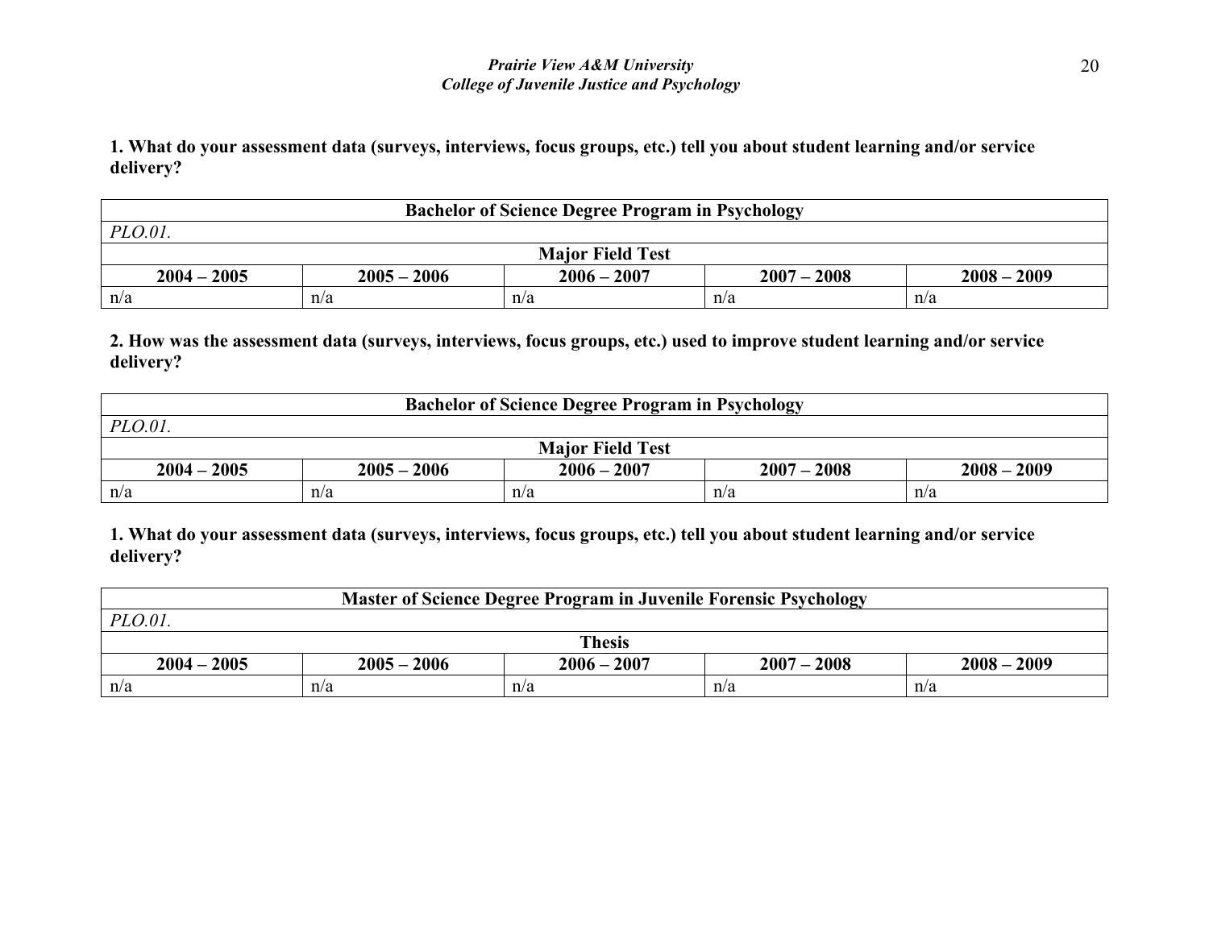**1. What do your assessment data (surveys, interviews, focus groups, etc.) tell you about student learning and/or service delivery?**

| **Bachelor of Science Degree Program in Psychology** | | | | |
|---|---|---|---|---|
| *PLO.01.* | | | | |
| **Major Field Test** | | | | |
| **2004 – 2005** | **2005 – 2006** | **2006 – 2007** | **2007 – 2008** | **2008 – 2009** |
| n/a | n/a | n/a | n/a | n/a |

**2. How was the assessment data (surveys, interviews, focus groups, etc.) used to improve student learning and/or service delivery?**

| **Bachelor of Science Degree Program in Psychology** | | | | |
|---|---|---|---|---|
| *PLO.01.* | | | | |
| **Major Field Test** | | | | |
| **2004 – 2005** | **2005 – 2006** | **2006 – 2007** | **2007 – 2008** | **2008 – 2009** |
| n/a | n/a | n/a | n/a | n/a |

**1. What do your assessment data (surveys, interviews, focus groups, etc.) tell you about student learning and/or service delivery?**

| **Master of Science Degree Program in Juvenile Forensic Psychology** | | | | |
|---|---|---|---|---|
| *PLO.01.* | | | | |
| **Thesis** | | | | |
| **2004 – 2005** | **2005 – 2006** | **2006 – 2007** | **2007 – 2008** | **2008 – 2009** |
| n/a | n/a | n/a | n/a | n/a |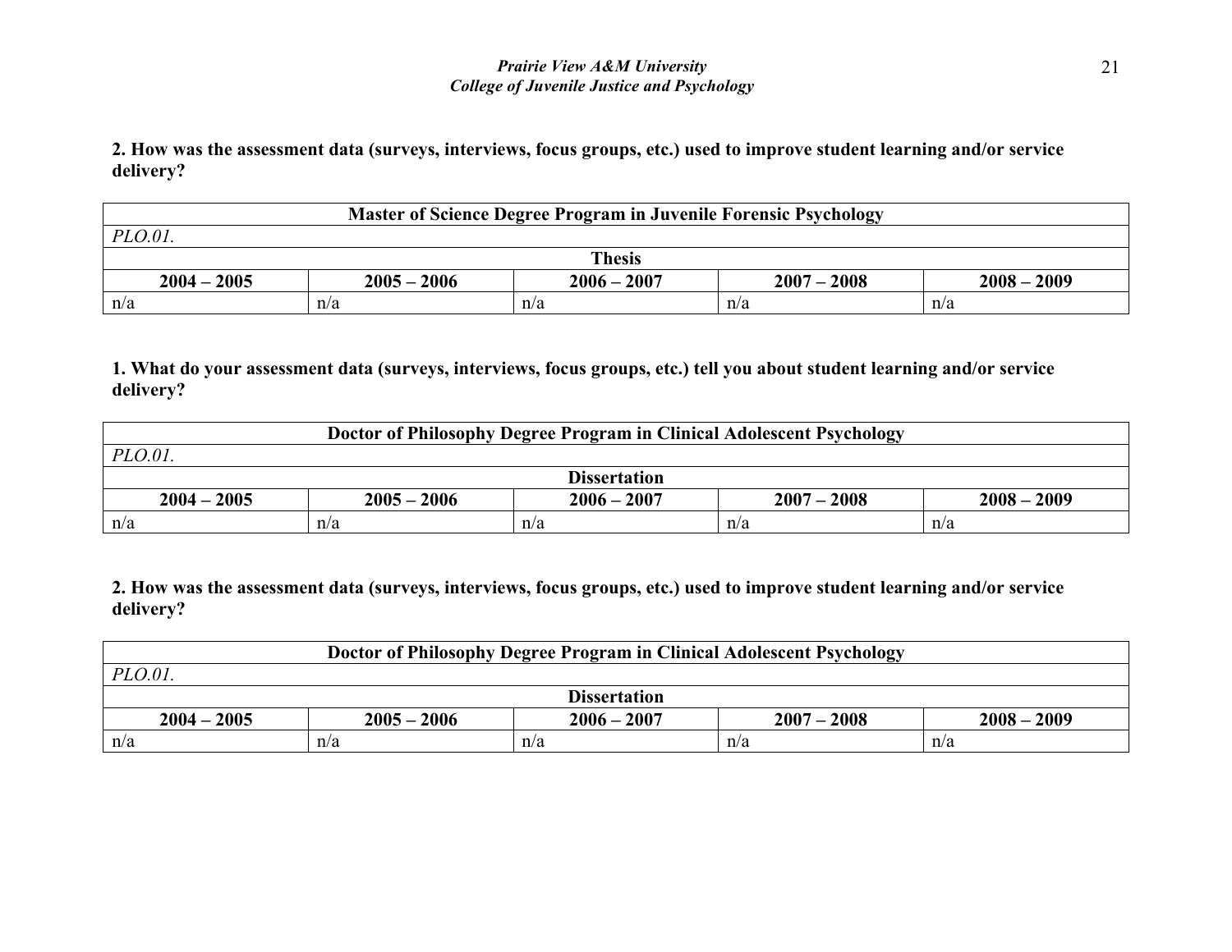**2. How was the assessment data (surveys, interviews, focus groups, etc.) used to improve student learning and/or service delivery?**

| Master of Science Degree Program in Juvenile Forensic Psychology | | | | |
|---|---|---|---|---|
| *PLO.01.* | | | | |
| **Thesis** | | | | |
| **2004 – 2005** | **2005 – 2006** | **2006 – 2007** | **2007 – 2008** | **2008 – 2009** |
| n/a | n/a | n/a | n/a | n/a |

**1. What do your assessment data (surveys, interviews, focus groups, etc.) tell you about student learning and/or service delivery?**

| Doctor of Philosophy Degree Program in Clinical Adolescent Psychology | | | | |
|---|---|---|---|---|
| *PLO.01.* | | | | |
| **Dissertation** | | | | |
| **2004 – 2005** | **2005 – 2006** | **2006 – 2007** | **2007 – 2008** | **2008 – 2009** |
| n/a | n/a | n/a | n/a | n/a |

**2. How was the assessment data (surveys, interviews, focus groups, etc.) used to improve student learning and/or service delivery?**

| Doctor of Philosophy Degree Program in Clinical Adolescent Psychology | | | | |
|---|---|---|---|---|
| *PLO.01.* | | | | |
| **Dissertation** | | | | |
| **2004 – 2005** | **2005 – 2006** | **2006 – 2007** | **2007 – 2008** | **2008 – 2009** |
| n/a | n/a | n/a | n/a | n/a |